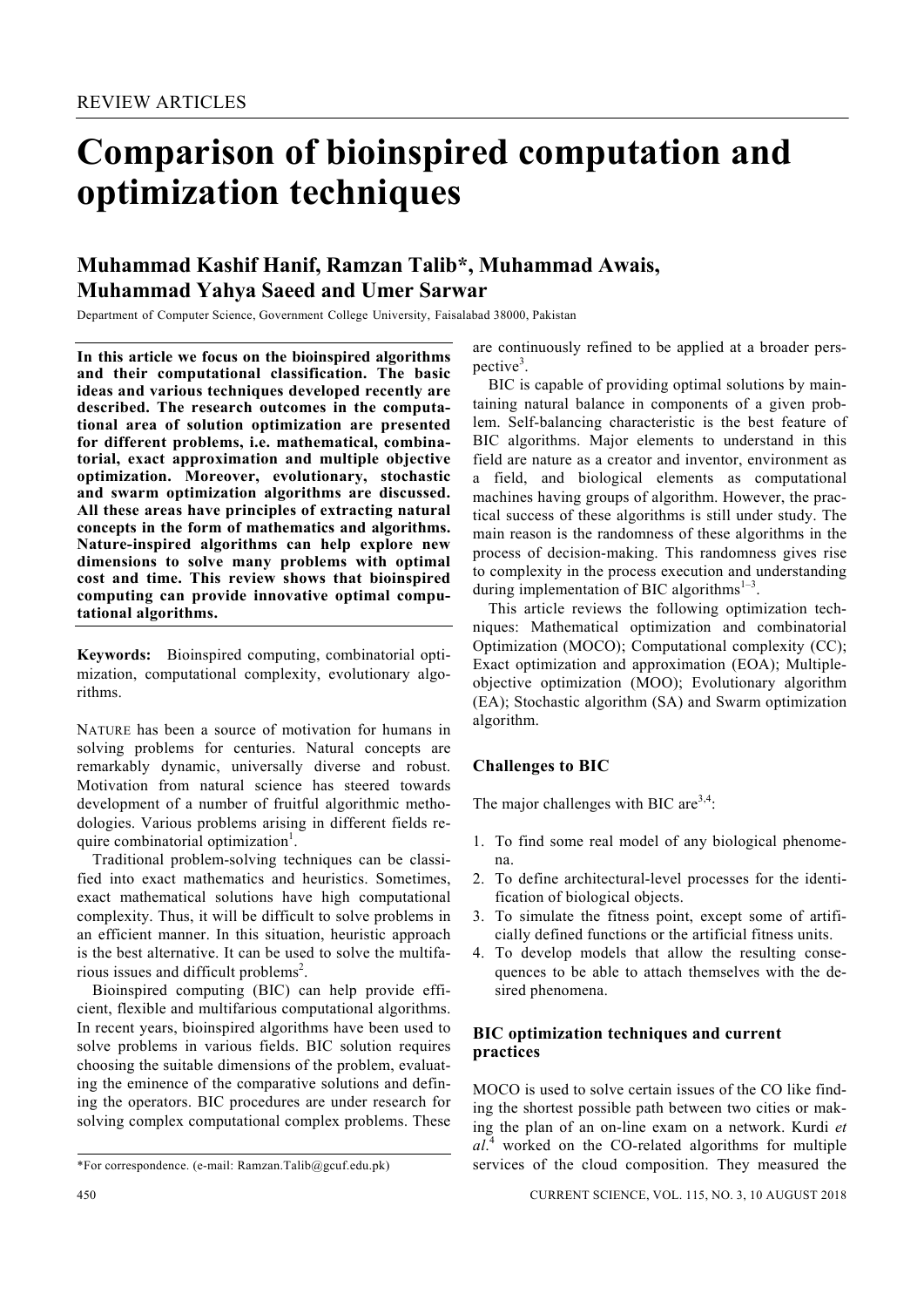REVIEW ARTICLES

# Comparison of bioinspired computation and optimization techniques

## Muhammad Kashif Hanif, Ramzan Talib*, Muhammad Awais, Muhammad Yahya Saeed and Umer Sarwar

Department of Computer Science, Government College University, Faisalabad 38000, Pakistan

**In this article we focus on the bioinspired algorithms and their computational classification. The basic ideas and various techniques developed recently are described. The research outcomes in the computational area of solution optimization are presented for different problems, i.e. mathematical, combinatorial, exact approximation and multiple objective optimization. Moreover, evolutionary, stochastic and swarm optimization algorithms are discussed. All these areas have principles of extracting natural concepts in the form of mathematics and algorithms. Nature-inspired algorithms can help explore new dimensions to solve many problems with optimal cost and time. This review shows that bioinspired computing can provide innovative optimal computational algorithms.**

**Keywords:** Bioinspired computing, combinatorial optimization, computational complexity, evolutionary algorithms.

NATURE has been a source of motivation for humans in solving problems for centuries. Natural concepts are remarkably dynamic, universally diverse and robust. Motivation from natural science has steered towards development of a number of fruitful algorithmic methodologies. Various problems arising in different fields require combinatorial optimization[1].

Traditional problem-solving techniques can be classified into exact mathematics and heuristics. Sometimes, exact mathematical solutions have high computational complexity. Thus, it will be difficult to solve problems in an efficient manner. In this situation, heuristic approach is the best alternative. It can be used to solve the multifarious issues and difficult problems[2].

Bioinspired computing (BIC) can help provide efficient, flexible and multifarious computational algorithms. In recent years, bioinspired algorithms have been used to solve problems in various fields. BIC solution requires choosing the suitable dimensions of the problem, evaluating the eminence of the comparative solutions and defining the operators. BIC procedures are under research for solving complex computational complex problems. These are continuously refined to be applied at a broader perspective[3].

BIC is capable of providing optimal solutions by maintaining natural balance in components of a given problem. Self-balancing characteristic is the best feature of BIC algorithms. Major elements to understand in this field are nature as a creator and inventor, environment as a field, and biological elements as computational machines having groups of algorithm. However, the practical success of these algorithms is still under study. The main reason is the randomness of these algorithms in the process of decision-making. This randomness gives rise to complexity in the process execution and understanding during implementation of BIC algorithms[1–3].

This article reviews the following optimization techniques: Mathematical optimization and combinatorial Optimization (MOCO); Computational complexity (CC); Exact optimization and approximation (EOA); Multiple-objective optimization (MOO); Evolutionary algorithm (EA); Stochastic algorithm (SA) and Swarm optimization algorithm.

### Challenges to BIC

The major challenges with BIC are[3,4]:

1. To find some real model of any biological phenomena.
2. To define architectural-level processes for the identification of biological objects.
3. To simulate the fitness point, except some of artificially defined functions or the artificial fitness units.
4. To develop models that allow the resulting consequences to be able to attach themselves with the desired phenomena.

### BIC optimization techniques and current practices

MOCO is used to solve certain issues of the CO like finding the shortest possible path between two cities or making the plan of an on-line exam on a network. Kurdi *et al.*[4] worked on the CO-related algorithms for multiple services of the cloud composition. They measured the

*For correspondence. (e-mail: Ramzan.Talib@gcuf.edu.pk)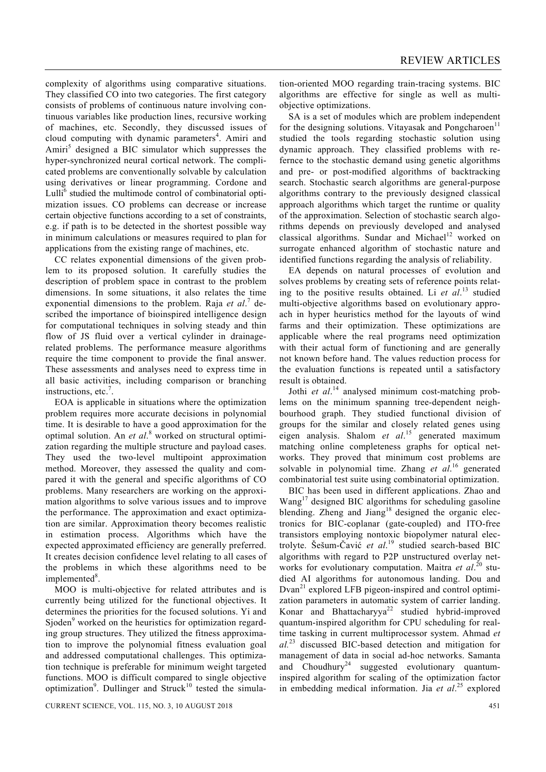complexity of algorithms using comparative situations. They classified CO into two categories. The first category consists of problems of continuous nature involving continuous variables like production lines, recursive working of machines, etc. Secondly, they discussed issues of cloud computing with dynamic parameters[4]. Amiri and Amiri[5] designed a BIC simulator which suppresses the hyper-synchronized neural cortical network. The complicated problems are conventionally solvable by calculation using derivatives or linear programming. Cordone and Lulli[6] studied the multimode control of combinatorial optimization issues. CO problems can decrease or increase certain objective functions according to a set of constraints, e.g. if path is to be detected in the shortest possible way in minimum calculations or measures required to plan for applications from the existing range of machines, etc.

CC relates exponential dimensions of the given problem to its proposed solution. It carefully studies the description of problem space in contrast to the problem dimensions. In some situations, it also relates the time exponential dimensions to the problem. Raja *et al*.[7] described the importance of bioinspired intelligence design for computational techniques in solving steady and thin flow of JS fluid over a vertical cylinder in drainage-related problems. The performance measure algorithms require the time component to provide the final answer. These assessments and analyses need to express time in all basic activities, including comparison or branching instructions, etc.[7].

EOA is applicable in situations where the optimization problem requires more accurate decisions in polynomial time. It is desirable to have a good approximation for the optimal solution. An *et al*.[8] worked on structural optimization regarding the multiple structure and payload cases. They used the two-level multipoint approximation method. Moreover, they assessed the quality and compared it with the general and specific algorithms of CO problems. Many researchers are working on the approximation algorithms to solve various issues and to improve the performance. The approximation and exact optimization are similar. Approximation theory becomes realistic in estimation process. Algorithms which have the expected approximated efficiency are generally preferred. It creates decision confidence level relating to all cases of the problems in which these algorithms need to be implemented[8].

MOO is multi-objective for related attributes and is currently being utilized for the functional objectives. It determines the priorities for the focused solutions. Yi and Sjoden[9] worked on the heuristics for optimization regarding group structures. They utilized the fitness approximation to improve the polynomial fitness evaluation goal and addressed computational challenges. This optimization technique is preferable for minimum weight targeted functions. MOO is difficult compared to single objective optimization[9]. Dullinger and Struck[10] tested the simulation-oriented MOO regarding train-tracing systems. BIC algorithms are effective for single as well as multi-objective optimizations.

SA is a set of modules which are problem independent for the designing solutions. Vitayasak and Pongcharoen[11] studied the tools regarding stochastic solution using dynamic approach. They classified problems with refernce to the stochastic demand using genetic algorithms and pre- or post-modified algorithms of backtracking search. Stochastic search algorithms are general-purpose algorithms contrary to the previously designed classical approach algorithms which target the runtime or quality of the approximation. Selection of stochastic search algorithms depends on previously developed and analysed classical algorithms. Sundar and Michael[12] worked on surrogate enhanced algorithm of stochastic nature and identified functions regarding the analysis of reliability.

EA depends on natural processes of evolution and solves problems by creating sets of reference points relating to the positive results obtained. Li *et al*.[13] studied multi-objective algorithms based on evolutionary approach in hyper heuristics method for the layouts of wind farms and their optimization. These optimizations are applicable where the real programs need optimization with their actual form of functioning and are generally not known before hand. The values reduction process for the evaluation functions is repeated until a satisfactory result is obtained.

Jothi *et al*.[14] analysed minimum cost-matching problems on the minimum spanning tree-dependent neighbourhood graph. They studied functional division of groups for the similar and closely related genes using eigen analysis. Shalom *et al*.[15] generated maximum matching online completeness graphs for optical networks. They proved that minimum cost problems are solvable in polynomial time. Zhang *et al*.[16] generated combinatorial test suite using combinatorial optimization.

BIC has been used in different applications. Zhao and Wang[17] designed BIC algorithms for scheduling gasoline blending. Zheng and Jiang[18] designed the organic electronics for BIC-coplanar (gate-coupled) and ITO-free transistors employing nontoxic biopolymer natural electrolyte. Šešum-Čavić *et al*.[19] studied search-based BIC algorithms with regard to P2P unstructured overlay networks for evolutionary computation. Maitra *et al*.[20] studied AI algorithms for autonomous landing. Dou and Dvan[21] explored LFB pigeon-inspired and control optimization parameters in automatic system of carrier landing. Konar and Bhattacharyya[22] studied hybrid-improved quantum-inspired algorithm for CPU scheduling for real-time tasking in current multiprocessor system. Ahmad *et al.*[23] discussed BIC-based detection and mitigation for management of data in social ad-hoc networks. Samanta and Choudhury[24] suggested evolutionary quantum-inspired algorithm for scaling of the optimization factor in embedding medical information. Jia *et al*.[25] explored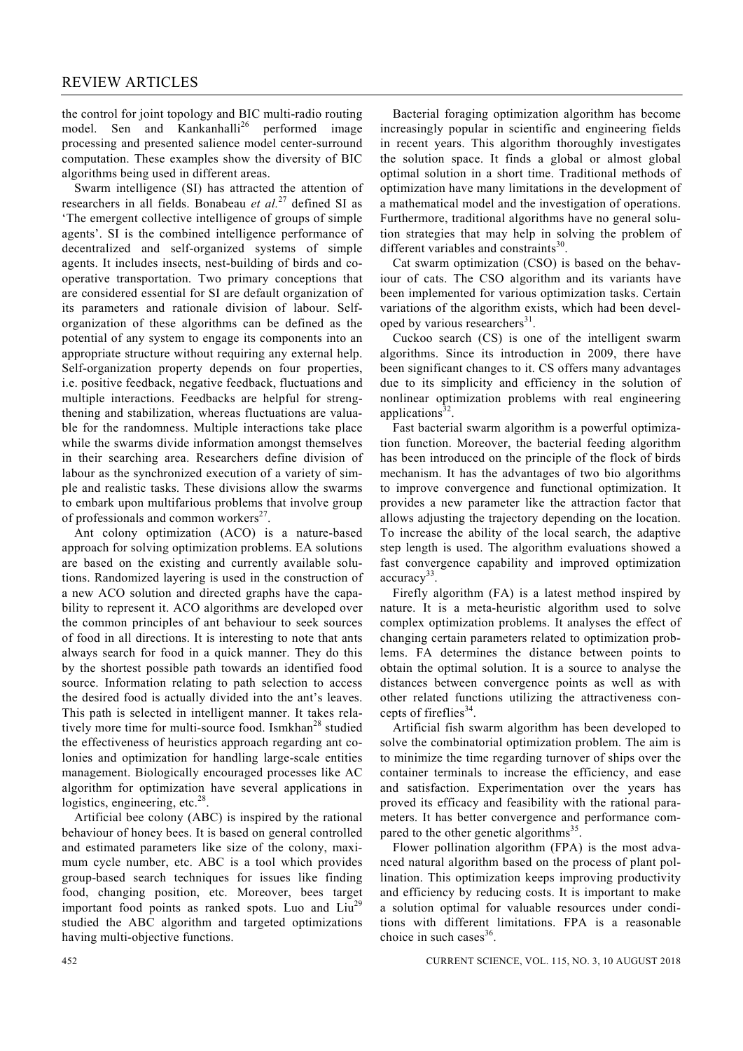the control for joint topology and BIC multi-radio routing model. Sen and Kankanhalli[26] performed image processing and presented salience model center-surround computation. These examples show the diversity of BIC algorithms being used in different areas.

Swarm intelligence (SI) has attracted the attention of researchers in all fields. Bonabeau *et al.*[27] defined SI as 'The emergent collective intelligence of groups of simple agents'. SI is the combined intelligence performance of decentralized and self-organized systems of simple agents. It includes insects, nest-building of birds and co-operative transportation. Two primary conceptions that are considered essential for SI are default organization of its parameters and rationale division of labour. Self-organization of these algorithms can be defined as the potential of any system to engage its components into an appropriate structure without requiring any external help. Self-organization property depends on four properties, i.e. positive feedback, negative feedback, fluctuations and multiple interactions. Feedbacks are helpful for strengthening and stabilization, whereas fluctuations are valuable for the randomness. Multiple interactions take place while the swarms divide information amongst themselves in their searching area. Researchers define division of labour as the synchronized execution of a variety of simple and realistic tasks. These divisions allow the swarms to embark upon multifarious problems that involve group of professionals and common workers[27].

Ant colony optimization (ACO) is a nature-based approach for solving optimization problems. EA solutions are based on the existing and currently available solutions. Randomized layering is used in the construction of a new ACO solution and directed graphs have the capability to represent it. ACO algorithms are developed over the common principles of ant behaviour to seek sources of food in all directions. It is interesting to note that ants always search for food in a quick manner. They do this by the shortest possible path towards an identified food source. Information relating to path selection to access the desired food is actually divided into the ant's leaves. This path is selected in intelligent manner. It takes relatively more time for multi-source food. Ismkhan[28] studied the effectiveness of heuristics approach regarding ant colonies and optimization for handling large-scale entities management. Biologically encouraged processes like AC algorithm for optimization have several applications in logistics, engineering, etc.[28].

Artificial bee colony (ABC) is inspired by the rational behaviour of honey bees. It is based on general controlled and estimated parameters like size of the colony, maximum cycle number, etc. ABC is a tool which provides group-based search techniques for issues like finding food, changing position, etc. Moreover, bees target important food points as ranked spots. Luo and Liu[29] studied the ABC algorithm and targeted optimizations having multi-objective functions.

Bacterial foraging optimization algorithm has become increasingly popular in scientific and engineering fields in recent years. This algorithm thoroughly investigates the solution space. It finds a global or almost global optimal solution in a short time. Traditional methods of optimization have many limitations in the development of a mathematical model and the investigation of operations. Furthermore, traditional algorithms have no general solution strategies that may help in solving the problem of different variables and constraints[30].

Cat swarm optimization (CSO) is based on the behaviour of cats. The CSO algorithm and its variants have been implemented for various optimization tasks. Certain variations of the algorithm exists, which had been developed by various researchers[31].

Cuckoo search (CS) is one of the intelligent swarm algorithms. Since its introduction in 2009, there have been significant changes to it. CS offers many advantages due to its simplicity and efficiency in the solution of nonlinear optimization problems with real engineering applications[32].

Fast bacterial swarm algorithm is a powerful optimization function. Moreover, the bacterial feeding algorithm has been introduced on the principle of the flock of birds mechanism. It has the advantages of two bio algorithms to improve convergence and functional optimization. It provides a new parameter like the attraction factor that allows adjusting the trajectory depending on the location. To increase the ability of the local search, the adaptive step length is used. The algorithm evaluations showed a fast convergence capability and improved optimization accuracy[33].

Firefly algorithm (FA) is a latest method inspired by nature. It is a meta-heuristic algorithm used to solve complex optimization problems. It analyses the effect of changing certain parameters related to optimization problems. FA determines the distance between points to obtain the optimal solution. It is a source to analyse the distances between convergence points as well as with other related functions utilizing the attractiveness concepts of fireflies[34].

Artificial fish swarm algorithm has been developed to solve the combinatorial optimization problem. The aim is to minimize the time regarding turnover of ships over the container terminals to increase the efficiency, and ease and satisfaction. Experimentation over the years has proved its efficacy and feasibility with the rational parameters. It has better convergence and performance compared to the other genetic algorithms[35].

Flower pollination algorithm (FPA) is the most advanced natural algorithm based on the process of plant pollination. This optimization keeps improving productivity and efficiency by reducing costs. It is important to make a solution optimal for valuable resources under conditions with different limitations. FPA is a reasonable choice in such cases[36].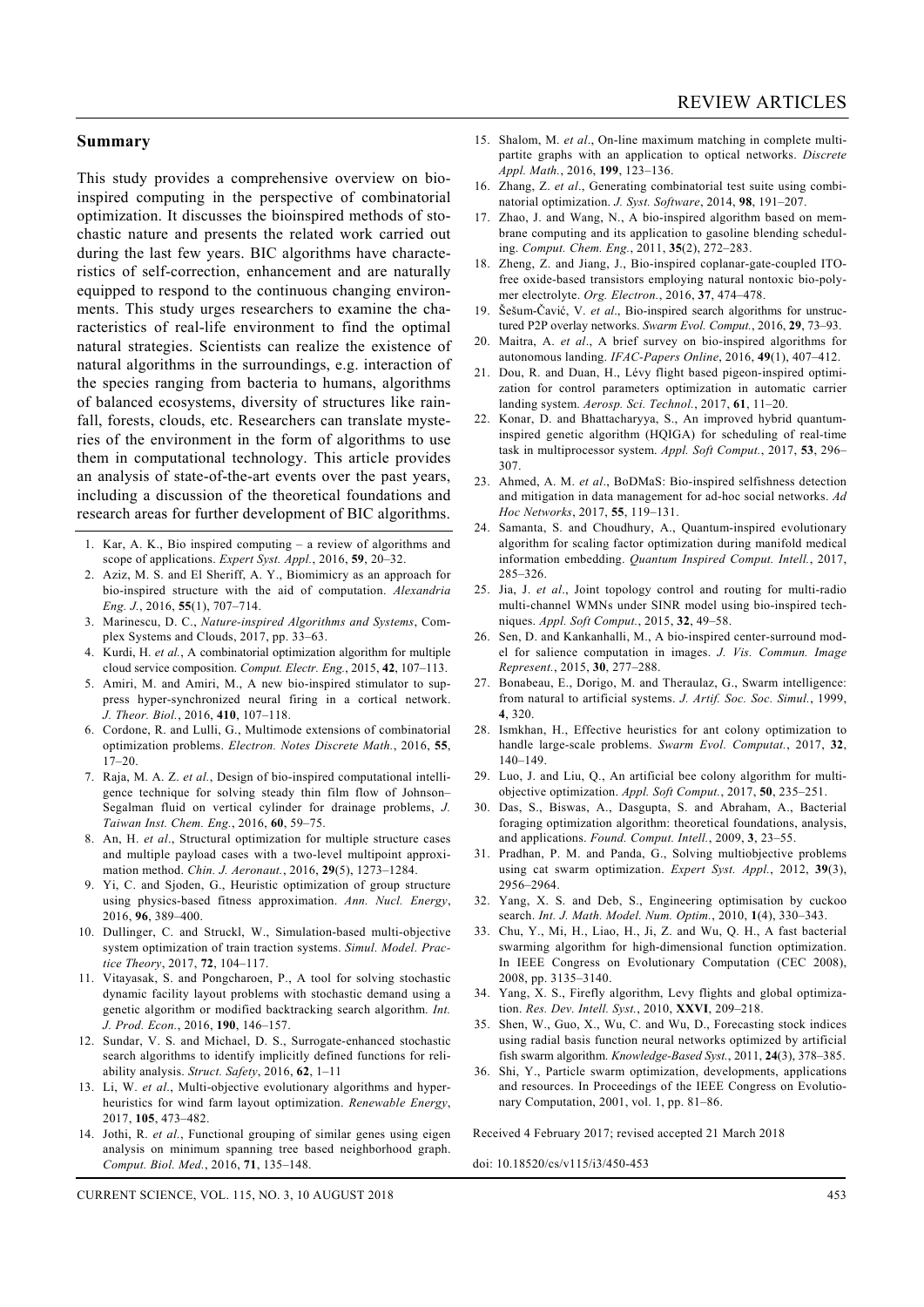## Summary

This study provides a comprehensive overview on bioinspired computing in the perspective of combinatorial optimization. It discusses the bioinspired methods of stochastic nature and presents the related work carried out during the last few years. BIC algorithms have characteristics of self-correction, enhancement and are naturally equipped to respond to the continuous changing environments. This study urges researchers to examine the characteristics of real-life environment to find the optimal natural strategies. Scientists can realize the existence of natural algorithms in the surroundings, e.g. interaction of the species ranging from bacteria to humans, algorithms of balanced ecosystems, diversity of structures like rainfall, forests, clouds, etc. Researchers can translate mysteries of the environment in the form of algorithms to use them in computational technology. This article provides an analysis of state-of-the-art events over the past years, including a discussion of the theoretical foundations and research areas for further development of BIC algorithms.

1. Kar, A. K., Bio inspired computing – a review of algorithms and scope of applications. *Expert Syst. Appl.*, 2016, **59**, 20–32.
2. Aziz, M. S. and El Sheriff, A. Y., Biomimicry as an approach for bio-inspired structure with the aid of computation. *Alexandria Eng. J.*, 2016, **55**(1), 707–714.
3. Marinescu, D. C., *Nature-inspired Algorithms and Systems*, Complex Systems and Clouds, 2017, pp. 33–63.
4. Kurdi, H. *et al.*, A combinatorial optimization algorithm for multiple cloud service composition. *Comput. Electr. Eng.*, 2015, **42**, 107–113.
5. Amiri, M. and Amiri, M., A new bio-inspired stimulator to suppress hyper-synchronized neural firing in a cortical network. *J. Theor. Biol.*, 2016, **410**, 107–118.
6. Cordone, R. and Lulli, G., Multimode extensions of combinatorial optimization problems. *Electron. Notes Discrete Math.*, 2016, **55**, 17–20.
7. Raja, M. A. Z. *et al.*, Design of bio-inspired computational intelligence technique for solving steady thin film flow of Johnson–Segalman fluid on vertical cylinder for drainage problems, *J. Taiwan Inst. Chem. Eng.*, 2016, **60**, 59–75.
8. An, H. *et al.*, Structural optimization for multiple structure cases and multiple payload cases with a two-level multipoint approximation method. *Chin. J. Aeronaut.*, 2016, **29**(5), 1273–1284.
9. Yi, C. and Sjoden, G., Heuristic optimization of group structure using physics-based fitness approximation. *Ann. Nucl. Energy*, 2016, **96**, 389–400.
10. Dullinger, C. and Struckl, W., Simulation-based multi-objective system optimization of train traction systems. *Simul. Model. Practice Theory*, 2017, **72**, 104–117.
11. Vitayasak, S. and Pongcharoen, P., A tool for solving stochastic dynamic facility layout problems with stochastic demand using a genetic algorithm or modified backtracking search algorithm. *Int. J. Prod. Econ.*, 2016, **190**, 146–157.
12. Sundar, V. S. and Michael, D. S., Surrogate-enhanced stochastic search algorithms to identify implicitly defined functions for reliability analysis. *Struct. Safety*, 2016, **62**, 1–11
13. Li, W. *et al.*, Multi-objective evolutionary algorithms and hyper-heuristics for wind farm layout optimization. *Renewable Energy*, 2017, **105**, 473–482.
14. Jothi, R. *et al.*, Functional grouping of similar genes using eigen analysis on minimum spanning tree based neighborhood graph. *Comput. Biol. Med.*, 2016, **71**, 135–148.
15. Shalom, M. *et al.*, On-line maximum matching in complete multipartite graphs with an application to optical networks. *Discrete Appl. Math.*, 2016, **199**, 123–136.
16. Zhang, Z. *et al.*, Generating combinatorial test suite using combinatorial optimization. *J. Syst. Software*, 2014, **98**, 191–207.
17. Zhao, J. and Wang, N., A bio-inspired algorithm based on membrane computing and its application to gasoline blending scheduling. *Comput. Chem. Eng.*, 2011, **35**(2), 272–283.
18. Zheng, Z. and Jiang, J., Bio-inspired coplanar-gate-coupled ITO-free oxide-based transistors employing natural nontoxic bio-polymer electrolyte. *Org. Electron.*, 2016, **37**, 474–478.
19. Šešum-Čavić, V. *et al.*, Bio-inspired search algorithms for unstructured P2P overlay networks. *Swarm Evol. Comput.*, 2016, **29**, 73–93.
20. Maitra, A. *et al.*, A brief survey on bio-inspired algorithms for autonomous landing. *IFAC-Papers Online*, 2016, **49**(1), 407–412.
21. Dou, R. and Duan, H., Lévy flight based pigeon-inspired optimization for control parameters optimization in automatic carrier landing system. *Aerosp. Sci. Technol.*, 2017, **61**, 11–20.
22. Konar, D. and Bhattacharyya, S., An improved hybrid quantum-inspired genetic algorithm (HQIGA) for scheduling of real-time task in multiprocessor system. *Appl. Soft Comput.*, 2017, **53**, 296–307.
23. Ahmed, A. M. *et al.*, BoDMaS: Bio-inspired selfishness detection and mitigation in data management for ad-hoc social networks. *Ad Hoc Networks*, 2017, **55**, 119–131.
24. Samanta, S. and Choudhury, A., Quantum-inspired evolutionary algorithm for scaling factor optimization during manifold medical information embedding. *Quantum Inspired Comput. Intell.*, 2017, 285–326.
25. Jia, J. *et al.*, Joint topology control and routing for multi-radio multi-channel WMNs under SINR model using bio-inspired techniques. *Appl. Soft Comput.*, 2015, **32**, 49–58.
26. Sen, D. and Kankanhalli, M., A bio-inspired center-surround model for salience computation in images. *J. Vis. Commun. Image Represent.*, 2015, **30**, 277–288.
27. Bonabeau, E., Dorigo, M. and Theraulaz, G., Swarm intelligence: from natural to artificial systems. *J. Artif. Soc. Soc. Simul.*, 1999, **4**, 320.
28. Ismkhan, H., Effective heuristics for ant colony optimization to handle large-scale problems. *Swarm Evol. Computat.*, 2017, **32**, 140–149.
29. Luo, J. and Liu, Q., An artificial bee colony algorithm for multi-objective optimization. *Appl. Soft Comput.*, 2017, **50**, 235–251.
30. Das, S., Biswas, A., Dasgupta, S. and Abraham, A., Bacterial foraging optimization algorithm: theoretical foundations, analysis, and applications. *Found. Comput. Intell.*, 2009, **3**, 23–55.
31. Pradhan, P. M. and Panda, G., Solving multiobjective problems using cat swarm optimization. *Expert Syst. Appl.*, 2012, **39**(3), 2956–2964.
32. Yang, X. S. and Deb, S., Engineering optimisation by cuckoo search. *Int. J. Math. Model. Num. Optim.*, 2010, **1**(4), 330–343.
33. Chu, Y., Mi, H., Liao, H., Ji, Z. and Wu, Q. H., A fast bacterial swarming algorithm for high-dimensional function optimization. In IEEE Congress on Evolutionary Computation (CEC 2008), 2008, pp. 3135–3140.
34. Yang, X. S., Firefly algorithm, Levy flights and global optimization. *Res. Dev. Intell. Syst.*, 2010, **XXVI**, 209–218.
35. Shen, W., Guo, X., Wu, C. and Wu, D., Forecasting stock indices using radial basis function neural networks optimized by artificial fish swarm algorithm. *Knowledge-Based Syst.*, 2011, **24**(3), 378–385.
36. Shi, Y., Particle swarm optimization, developments, applications and resources. In Proceedings of the IEEE Congress on Evolutionary Computation, 2001, vol. 1, pp. 81–86.

Received 4 February 2017; revised accepted 21 March 2018

doi: 10.18520/cs/v115/i3/450-453